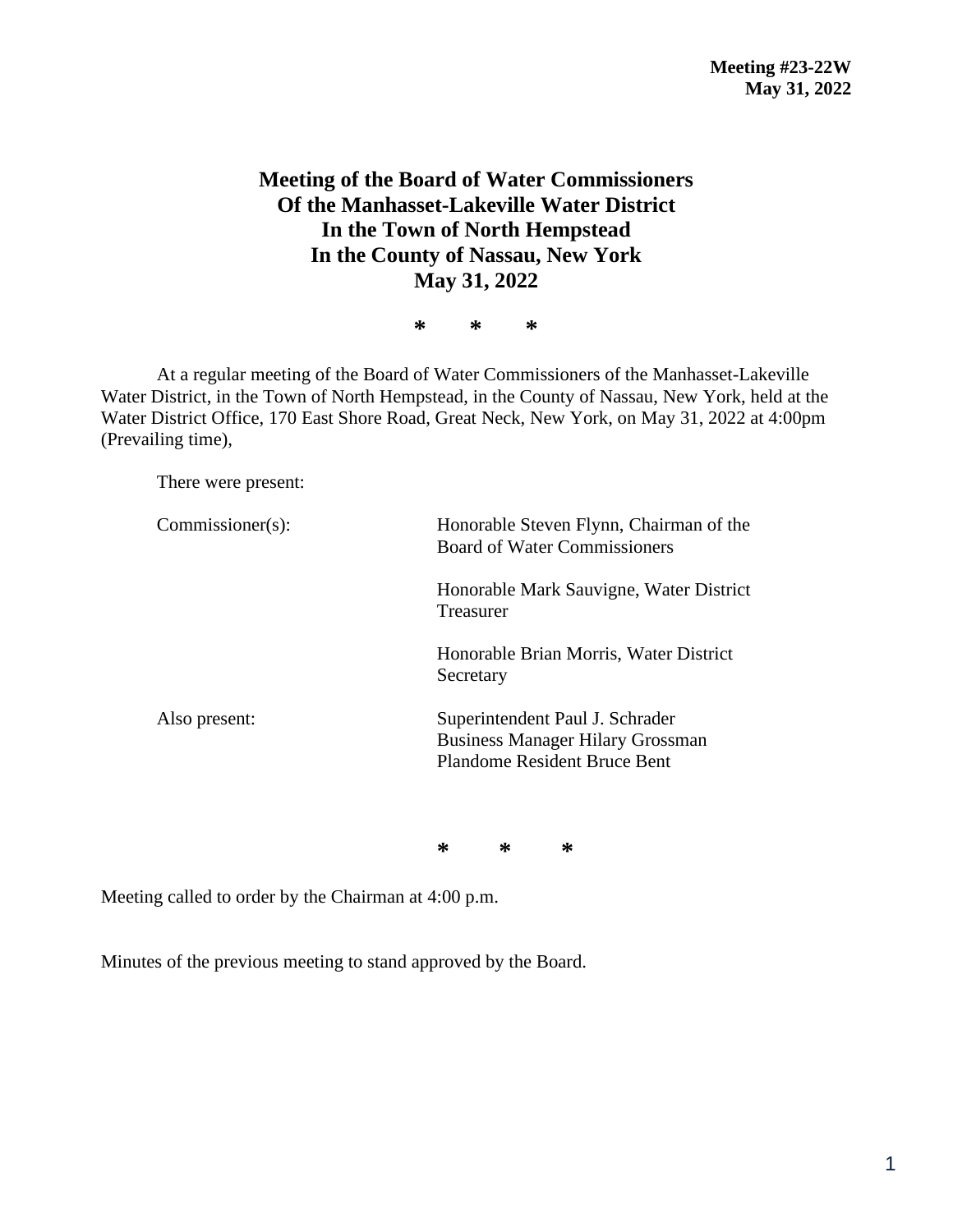**Meeting #23-22W**
**May 31, 2022**

# Meeting of the Board of Water Commissioners Of the Manhasset-Lakeville Water District In the Town of North Hempstead In the County of Nassau, New York May 31, 2022

\* \* \*

At a regular meeting of the Board of Water Commissioners of the Manhasset-Lakeville Water District, in the Town of North Hempstead, in the County of Nassau, New York, held at the Water District Office, 170 East Shore Road, Great Neck, New York, on May 31, 2022 at 4:00pm (Prevailing time),

There were present:

| | |
|---|---|
| Commissioner(s): | Honorable Steven Flynn, Chairman of the Board of Water Commissioners |
| | Honorable Mark Sauvigne, Water District Treasurer |
| | Honorable Brian Morris, Water District Secretary |
| Also present: | Superintendent Paul J. Schrader<br>Business Manager Hilary Grossman<br>Plandome Resident Bruce Bent |

\* \* \*

Meeting called to order by the Chairman at 4:00 p.m.

Minutes of the previous meeting to stand approved by the Board.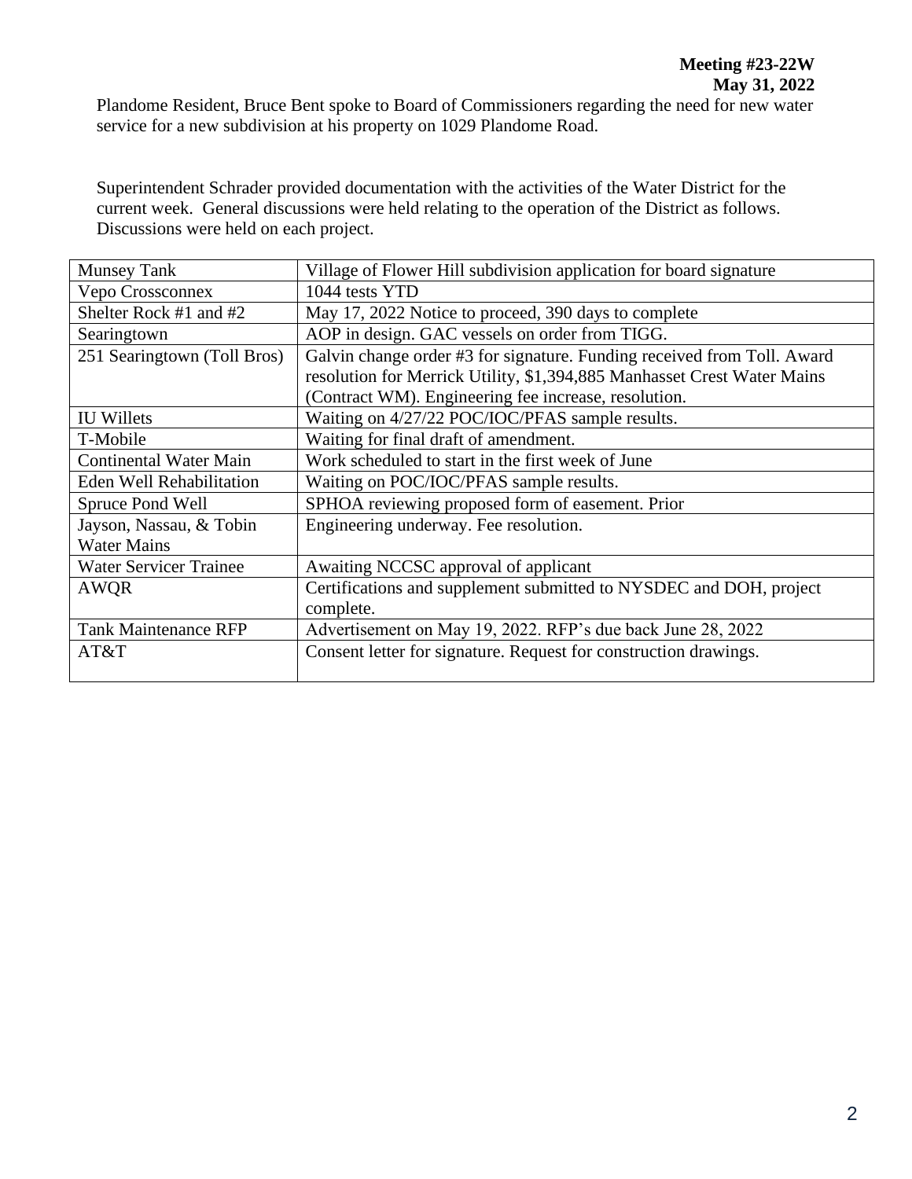**Meeting #23-22W**
**May 31, 2022**

Plandome Resident, Bruce Bent spoke to Board of Commissioners regarding the need for new water service for a new subdivision at his property on 1029 Plandome Road.

Superintendent Schrader provided documentation with the activities of the Water District for the current week. General discussions were held relating to the operation of the District as follows. Discussions were held on each project.

| Munsey Tank | Village of Flower Hill subdivision application for board signature |
|---|---|
| Vepo Crossconnex | 1044 tests YTD |
| Shelter Rock #1 and #2 | May 17, 2022 Notice to proceed, 390 days to complete |
| Searingtown | AOP in design. GAC vessels on order from TIGG. |
| 251 Searingtown (Toll Bros) | Galvin change order #3 for signature. Funding received from Toll. Award resolution for Merrick Utility, $1,394,885 Manhasset Crest Water Mains (Contract WM). Engineering fee increase, resolution. |
| IU Willets | Waiting on 4/27/22 POC/IOC/PFAS sample results. |
| T-Mobile | Waiting for final draft of amendment. |
| Continental Water Main | Work scheduled to start in the first week of June |
| Eden Well Rehabilitation | Waiting on POC/IOC/PFAS sample results. |
| Spruce Pond Well | SPHOA reviewing proposed form of easement. Prior |
| Jayson, Nassau, & Tobin Water Mains | Engineering underway. Fee resolution. |
| Water Servicer Trainee | Awaiting NCCSC approval of applicant |
| AWQR | Certifications and supplement submitted to NYSDEC and DOH, project complete. |
| Tank Maintenance RFP | Advertisement on May 19, 2022. RFP's due back June 28, 2022 |
| AT&T | Consent letter for signature. Request for construction drawings. |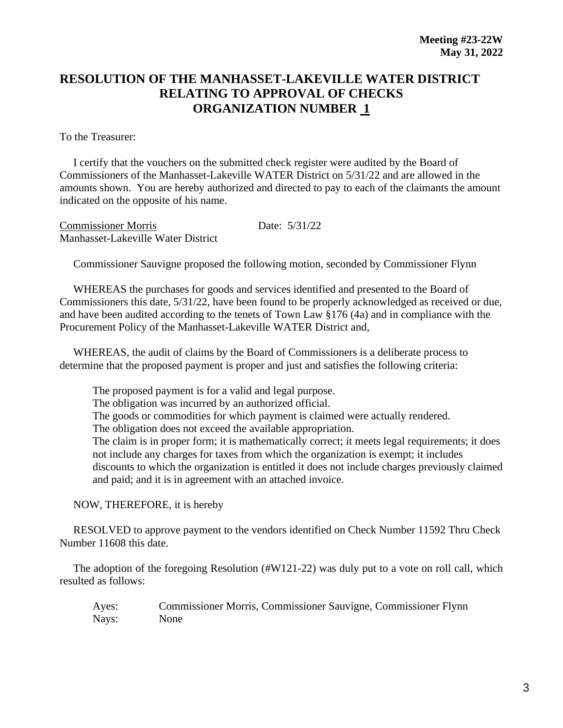**Meeting #23-22W**
**May 31, 2022**

# RESOLUTION OF THE MANHASSET-LAKEVILLE WATER DISTRICT RELATING TO APPROVAL OF CHECKS ORGANIZATION NUMBER 1

To the Treasurer:

I certify that the vouchers on the submitted check register were audited by the Board of Commissioners of the Manhasset-Lakeville WATER District on 5/31/22 and are allowed in the amounts shown. You are hereby authorized and directed to pay to each of the claimants the amount indicated on the opposite of his name.

Commissioner Morris　　　　　　Date: 5/31/22
Manhasset-Lakeville Water District

Commissioner Sauvigne proposed the following motion, seconded by Commissioner Flynn

WHEREAS the purchases for goods and services identified and presented to the Board of Commissioners this date, 5/31/22, have been found to be properly acknowledged as received or due, and have been audited according to the tenets of Town Law §176 (4a) and in compliance with the Procurement Policy of the Manhasset-Lakeville WATER District and,

WHEREAS, the audit of claims by the Board of Commissioners is a deliberate process to determine that the proposed payment is proper and just and satisfies the following criteria:

The proposed payment is for a valid and legal purpose.
The obligation was incurred by an authorized official.
The goods or commodities for which payment is claimed were actually rendered.
The obligation does not exceed the available appropriation.
The claim is in proper form; it is mathematically correct; it meets legal requirements; it does not include any charges for taxes from which the organization is exempt; it includes discounts to which the organization is entitled it does not include charges previously claimed and paid; and it is in agreement with an attached invoice.

NOW, THEREFORE, it is hereby

RESOLVED to approve payment to the vendors identified on Check Number 11592 Thru Check Number 11608 this date.

The adoption of the foregoing Resolution (#W121-22) was duly put to a vote on roll call, which resulted as follows:

Ayes:　Commissioner Morris, Commissioner Sauvigne, Commissioner Flynn
Nays:　None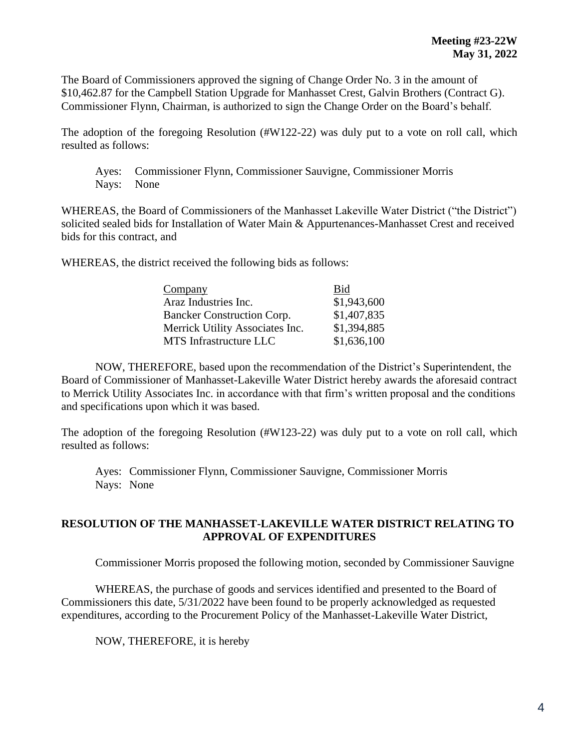The Board of Commissioners approved the signing of Change Order No. 3 in the amount of $10,462.87 for the Campbell Station Upgrade for Manhasset Crest, Galvin Brothers (Contract G). Commissioner Flynn, Chairman, is authorized to sign the Change Order on the Board's behalf.

The adoption of the foregoing Resolution (#W122-22) was duly put to a vote on roll call, which resulted as follows:

Ayes: Commissioner Flynn, Commissioner Sauvigne, Commissioner Morris
Nays: None

WHEREAS, the Board of Commissioners of the Manhasset Lakeville Water District ("the District") solicited sealed bids for Installation of Water Main & Appurtenances-Manhasset Crest and received bids for this contract, and

WHEREAS, the district received the following bids as follows:

| Company | Bid |
|---|---|
| Araz Industries Inc. | $1,943,600 |
| Bancker Construction Corp. | $1,407,835 |
| Merrick Utility Associates Inc. | $1,394,885 |
| MTS Infrastructure LLC | $1,636,100 |

NOW, THEREFORE, based upon the recommendation of the District's Superintendent, the Board of Commissioner of Manhasset-Lakeville Water District hereby awards the aforesaid contract to Merrick Utility Associates Inc. in accordance with that firm's written proposal and the conditions and specifications upon which it was based.

The adoption of the foregoing Resolution (#W123-22) was duly put to a vote on roll call, which resulted as follows:

Ayes: Commissioner Flynn, Commissioner Sauvigne, Commissioner Morris
Nays: None

**RESOLUTION OF THE MANHASSET-LAKEVILLE WATER DISTRICT RELATING TO APPROVAL OF EXPENDITURES**

Commissioner Morris proposed the following motion, seconded by Commissioner Sauvigne

WHEREAS, the purchase of goods and services identified and presented to the Board of Commissioners this date, 5/31/2022 have been found to be properly acknowledged as requested expenditures, according to the Procurement Policy of the Manhasset-Lakeville Water District,

NOW, THEREFORE, it is hereby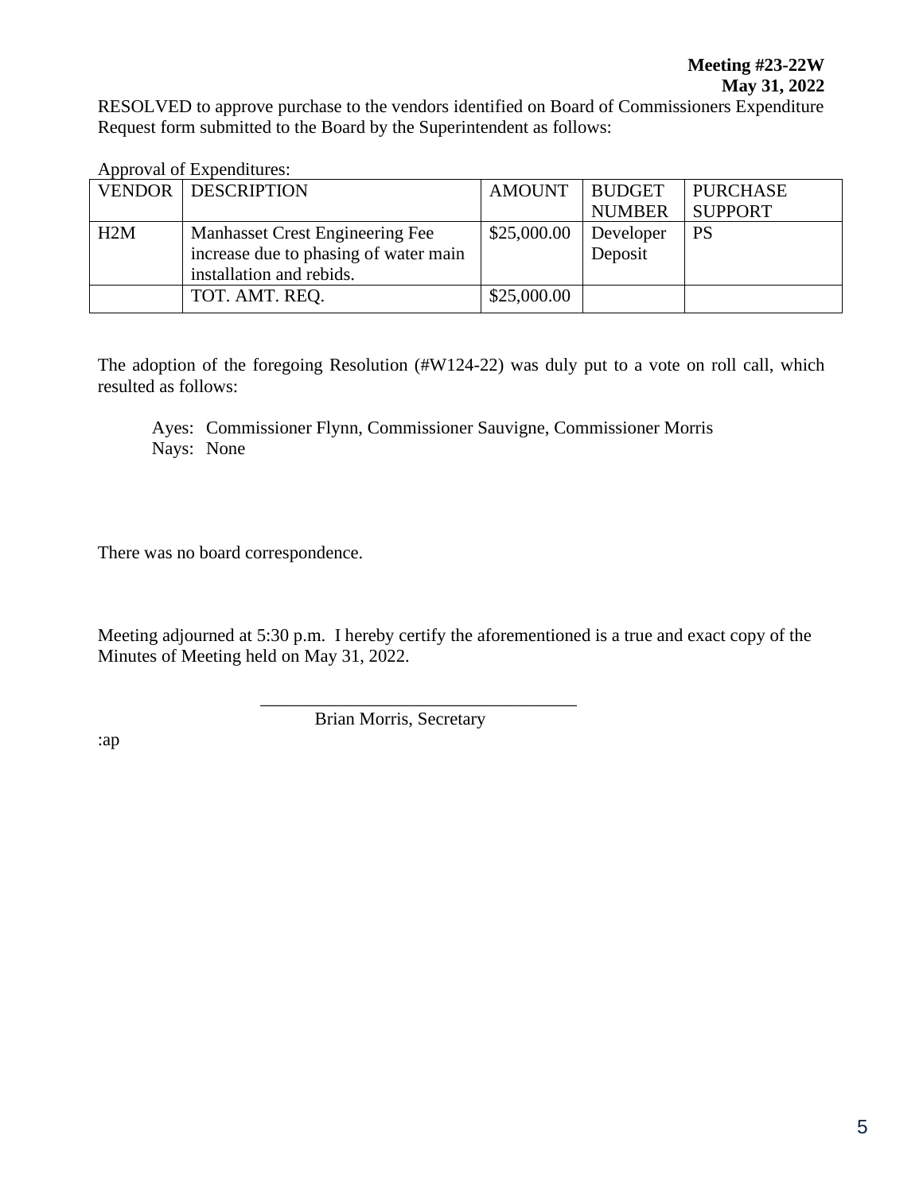**Meeting #23-22W**
**May 31, 2022**

RESOLVED to approve purchase to the vendors identified on Board of Commissioners Expenditure Request form submitted to the Board by the Superintendent as follows:

Approval of Expenditures:

| VENDOR | DESCRIPTION | AMOUNT | BUDGET NUMBER | PURCHASE SUPPORT |
|---|---|---|---|---|
| H2M | Manhasset Crest Engineering Fee increase due to phasing of water main installation and rebids. | $25,000.00 | Developer Deposit | PS |
| | TOT. AMT. REQ. | $25,000.00 | | |

The adoption of the foregoing Resolution (#W124-22) was duly put to a vote on roll call, which resulted as follows:

Ayes: Commissioner Flynn, Commissioner Sauvigne, Commissioner Morris
Nays: None

There was no board correspondence.

Meeting adjourned at 5:30 p.m. I hereby certify the aforementioned is a true and exact copy of the Minutes of Meeting held on May 31, 2022.

\_\_\_\_\_\_\_\_\_\_\_\_\_\_\_\_\_\_\_\_\_\_\_\_\_\_\_\_\_\_\_\_\_\_\_\_
Brian Morris, Secretary

:ap